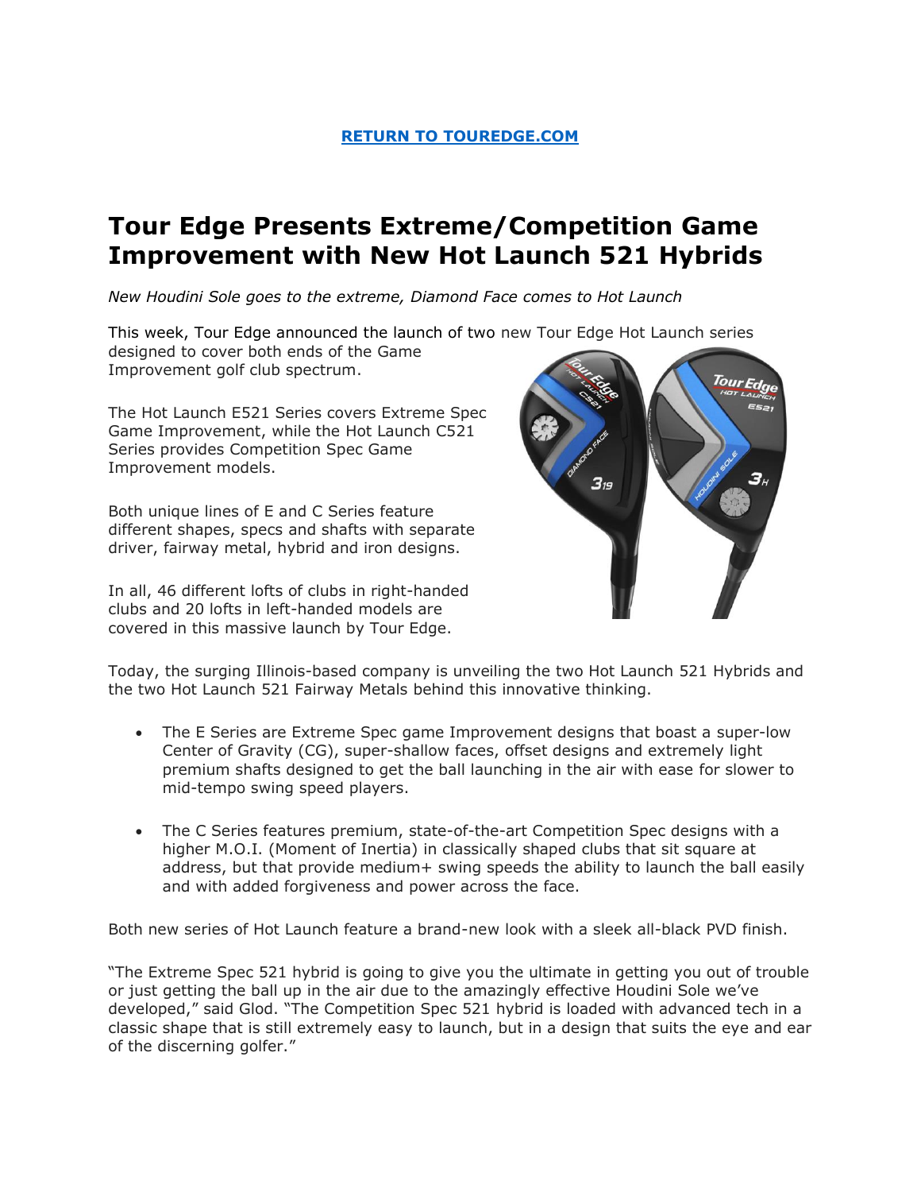[RETURN TO TOUREDGE.COM](#)

# Tour Edge Presents Extreme/Competition Game Improvement with New Hot Launch 521 Hybrids

*New Houdini Sole goes to the extreme, Diamond Face comes to Hot Launch*

This week, Tour Edge announced the launch of two new Tour Edge Hot Launch series designed to cover both ends of the Game Improvement golf club spectrum.

The Hot Launch E521 Series covers Extreme Spec Game Improvement, while the Hot Launch C521 Series provides Competition Spec Game Improvement models.

Both unique lines of E and C Series feature different shapes, specs and shafts with separate driver, fairway metal, hybrid and iron designs.

In all, 46 different lofts of clubs in right-handed clubs and 20 lofts in left-handed models are covered in this massive launch by Tour Edge.

Today, the surging Illinois-based company is unveiling the two Hot Launch 521 Hybrids and the two Hot Launch 521 Fairway Metals behind this innovative thinking.

- The E Series are Extreme Spec game Improvement designs that boast a super-low Center of Gravity (CG), super-shallow faces, offset designs and extremely light premium shafts designed to get the ball launching in the air with ease for slower to mid-tempo swing speed players.
- The C Series features premium, state-of-the-art Competition Spec designs with a higher M.O.I. (Moment of Inertia) in classically shaped clubs that sit square at address, but that provide medium+ swing speeds the ability to launch the ball easily and with added forgiveness and power across the face.

Both new series of Hot Launch feature a brand-new look with a sleek all-black PVD finish.

"The Extreme Spec 521 hybrid is going to give you the ultimate in getting you out of trouble or just getting the ball up in the air due to the amazingly effective Houdini Sole we've developed," said Glod. "The Competition Spec 521 hybrid is loaded with advanced tech in a classic shape that is still extremely easy to launch, but in a design that suits the eye and ear of the discerning golfer."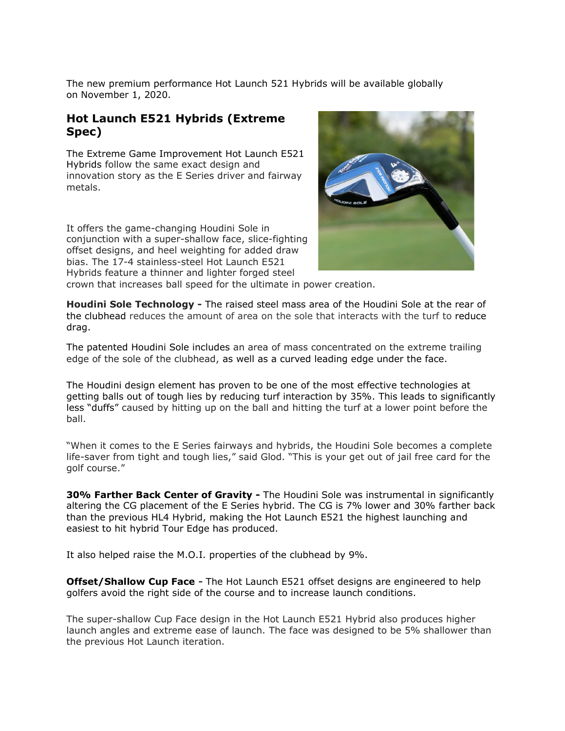The new premium performance Hot Launch 521 Hybrids will be available globally on November 1, 2020.

## Hot Launch E521 Hybrids (Extreme Spec)

The Extreme Game Improvement Hot Launch E521 Hybrids follow the same exact design and innovation story as the E Series driver and fairway metals.

It offers the game-changing Houdini Sole in conjunction with a super-shallow face, slice-fighting offset designs, and heel weighting for added draw bias. The 17-4 stainless-steel Hot Launch E521 Hybrids feature a thinner and lighter forged steel crown that increases ball speed for the ultimate in power creation.

**Houdini Sole Technology -** The raised steel mass area of the Houdini Sole at the rear of the clubhead reduces the amount of area on the sole that interacts with the turf to reduce drag.

The patented Houdini Sole includes an area of mass concentrated on the extreme trailing edge of the sole of the clubhead, as well as a curved leading edge under the face.

The Houdini design element has proven to be one of the most effective technologies at getting balls out of tough lies by reducing turf interaction by 35%. This leads to significantly less "duffs" caused by hitting up on the ball and hitting the turf at a lower point before the ball.

"When it comes to the E Series fairways and hybrids, the Houdini Sole becomes a complete life-saver from tight and tough lies," said Glod. "This is your get out of jail free card for the golf course."

**30% Farther Back Center of Gravity -** The Houdini Sole was instrumental in significantly altering the CG placement of the E Series hybrid. The CG is 7% lower and 30% farther back than the previous HL4 Hybrid, making the Hot Launch E521 the highest launching and easiest to hit hybrid Tour Edge has produced.

It also helped raise the M.O.I. properties of the clubhead by 9%.

**Offset/Shallow Cup Face -** The Hot Launch E521 offset designs are engineered to help golfers avoid the right side of the course and to increase launch conditions.

The super-shallow Cup Face design in the Hot Launch E521 Hybrid also produces higher launch angles and extreme ease of launch. The face was designed to be 5% shallower than the previous Hot Launch iteration.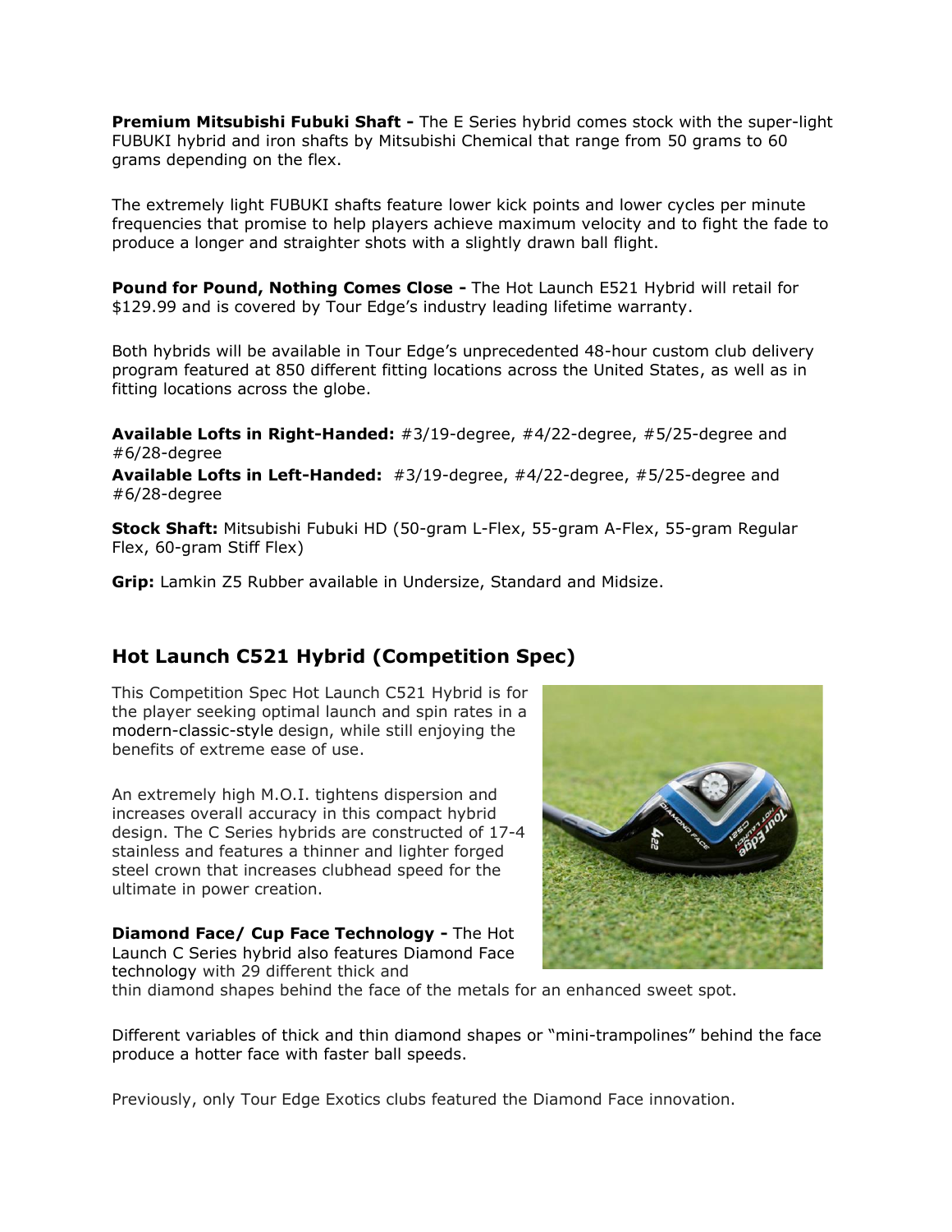**Premium Mitsubishi Fubuki Shaft -** The E Series hybrid comes stock with the super-light FUBUKI hybrid and iron shafts by Mitsubishi Chemical that range from 50 grams to 60 grams depending on the flex.

The extremely light FUBUKI shafts feature lower kick points and lower cycles per minute frequencies that promise to help players achieve maximum velocity and to fight the fade to produce a longer and straighter shots with a slightly drawn ball flight.

**Pound for Pound, Nothing Comes Close -** The Hot Launch E521 Hybrid will retail for $129.99 and is covered by Tour Edge's industry leading lifetime warranty.

Both hybrids will be available in Tour Edge's unprecedented 48-hour custom club delivery program featured at 850 different fitting locations across the United States, as well as in fitting locations across the globe.

**Available Lofts in Right-Handed:** #3/19-degree, #4/22-degree, #5/25-degree and #6/28-degree

**Available Lofts in Left-Handed:** #3/19-degree, #4/22-degree, #5/25-degree and #6/28-degree

**Stock Shaft:** Mitsubishi Fubuki HD (50-gram L-Flex, 55-gram A-Flex, 55-gram Regular Flex, 60-gram Stiff Flex)

**Grip:** Lamkin Z5 Rubber available in Undersize, Standard and Midsize.

## Hot Launch C521 Hybrid (Competition Spec)

This Competition Spec Hot Launch C521 Hybrid is for the player seeking optimal launch and spin rates in a modern-classic-style design, while still enjoying the benefits of extreme ease of use.

An extremely high M.O.I. tightens dispersion and increases overall accuracy in this compact hybrid design. The C Series hybrids are constructed of 17-4 stainless and features a thinner and lighter forged steel crown that increases clubhead speed for the ultimate in power creation.

**Diamond Face/ Cup Face Technology -** The Hot Launch C Series hybrid also features Diamond Face technology with 29 different thick and thin diamond shapes behind the face of the metals for an enhanced sweet spot.

Different variables of thick and thin diamond shapes or "mini-trampolines" behind the face produce a hotter face with faster ball speeds.

Previously, only Tour Edge Exotics clubs featured the Diamond Face innovation.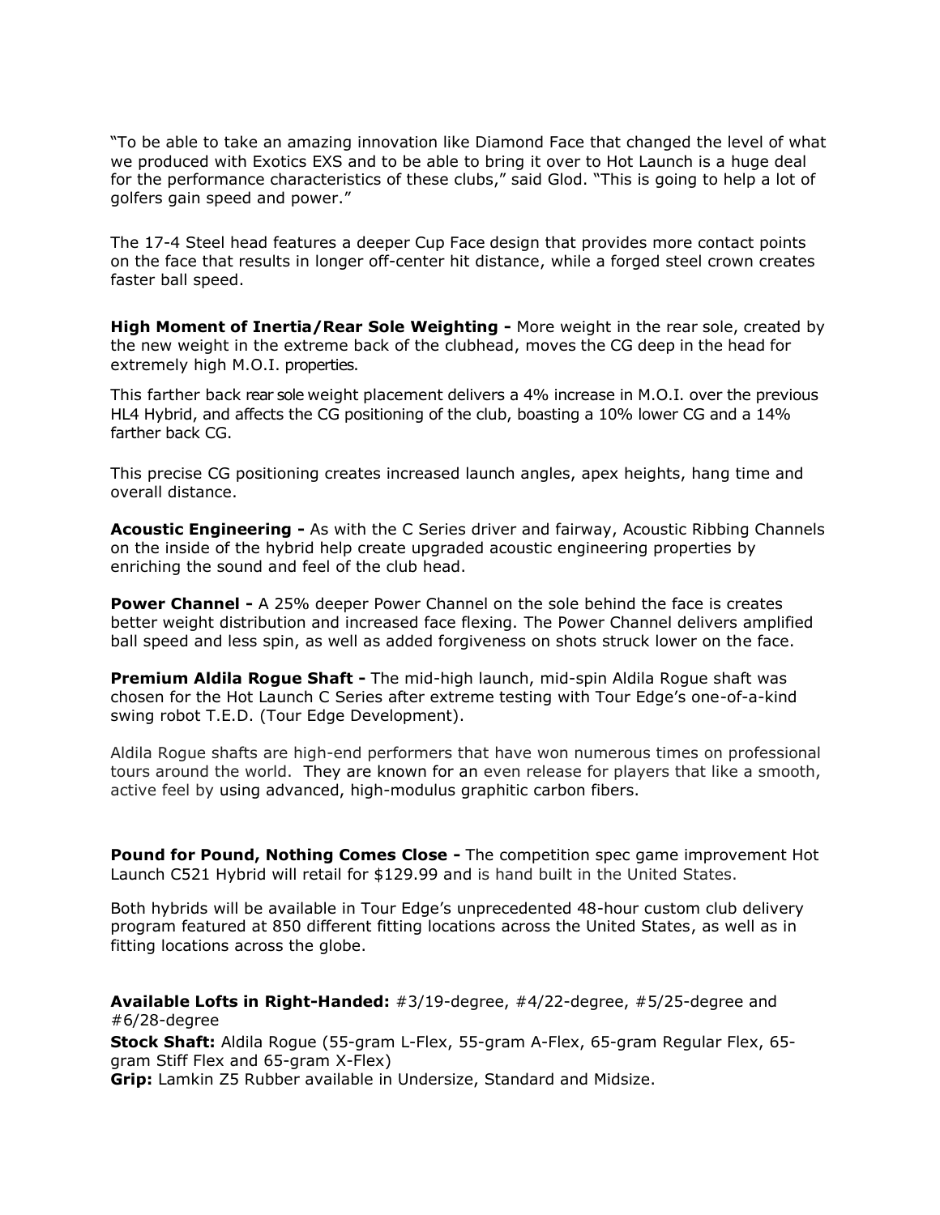"To be able to take an amazing innovation like Diamond Face that changed the level of what we produced with Exotics EXS and to be able to bring it over to Hot Launch is a huge deal for the performance characteristics of these clubs," said Glod. "This is going to help a lot of golfers gain speed and power."

The 17-4 Steel head features a deeper Cup Face design that provides more contact points on the face that results in longer off-center hit distance, while a forged steel crown creates faster ball speed.

**High Moment of Inertia/Rear Sole Weighting -** More weight in the rear sole, created by the new weight in the extreme back of the clubhead, moves the CG deep in the head for extremely high M.O.I. properties.

This farther back rear sole weight placement delivers a 4% increase in M.O.I. over the previous HL4 Hybrid, and affects the CG positioning of the club, boasting a 10% lower CG and a 14% farther back CG.

This precise CG positioning creates increased launch angles, apex heights, hang time and overall distance.

**Acoustic Engineering -** As with the C Series driver and fairway, Acoustic Ribbing Channels on the inside of the hybrid help create upgraded acoustic engineering properties by enriching the sound and feel of the club head.

**Power Channel -** A 25% deeper Power Channel on the sole behind the face is creates better weight distribution and increased face flexing. The Power Channel delivers amplified ball speed and less spin, as well as added forgiveness on shots struck lower on the face.

**Premium Aldila Rogue Shaft -** The mid-high launch, mid-spin Aldila Rogue shaft was chosen for the Hot Launch C Series after extreme testing with Tour Edge's one-of-a-kind swing robot T.E.D. (Tour Edge Development).

Aldila Rogue shafts are high-end performers that have won numerous times on professional tours around the world. They are known for an even release for players that like a smooth, active feel by using advanced, high-modulus graphitic carbon fibers.

**Pound for Pound, Nothing Comes Close -** The competition spec game improvement Hot Launch C521 Hybrid will retail for $129.99 and is hand built in the United States.

Both hybrids will be available in Tour Edge's unprecedented 48-hour custom club delivery program featured at 850 different fitting locations across the United States, as well as in fitting locations across the globe.

**Available Lofts in Right-Handed:** #3/19-degree, #4/22-degree, #5/25-degree and #6/28-degree
**Stock Shaft:** Aldila Rogue (55-gram L-Flex, 55-gram A-Flex, 65-gram Regular Flex, 65-gram Stiff Flex and 65-gram X-Flex)
**Grip:** Lamkin Z5 Rubber available in Undersize, Standard and Midsize.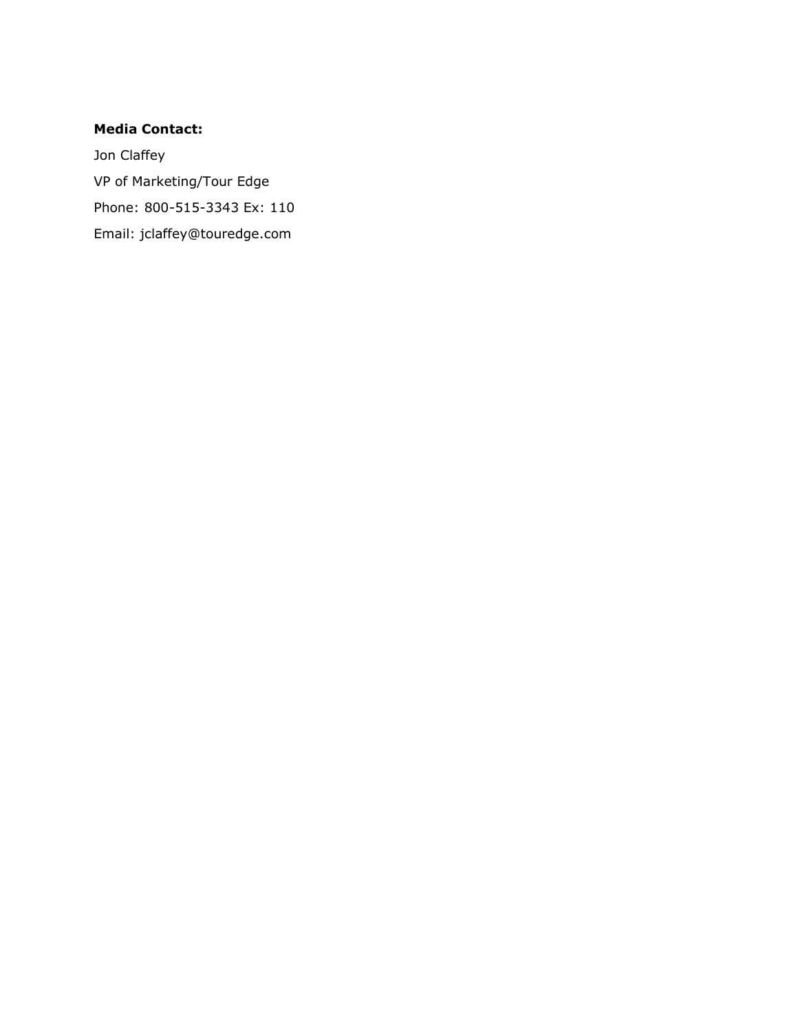**Media Contact:**

Jon Claffey

VP of Marketing/Tour Edge

Phone: 800-515-3343 Ex: 110

Email: jclaffey@touredge.com